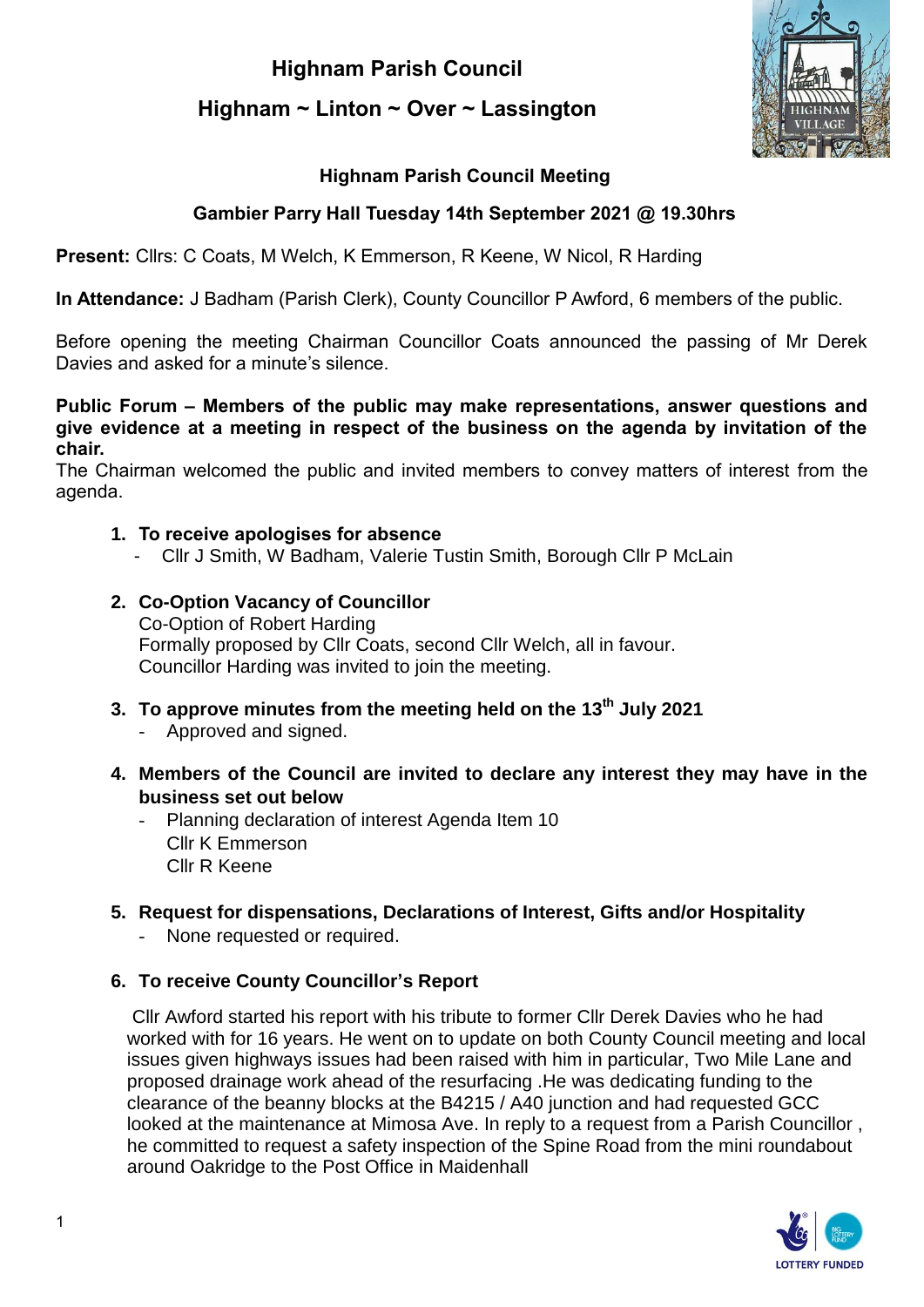# Highnam Parish Council

## Highnam ~ Linton ~ Over ~ Lassington

### Highnam Parish Council Meeting

### Gambier Parry Hall Tuesday 14th September 2021 @ 19.30hrs

**Present:** Cllrs: C Coats, M Welch, K Emmerson, R Keene, W Nicol, R Harding

**In Attendance:** J Badham (Parish Clerk), County Councillor P Awford, 6 members of the public.

Before opening the meeting Chairman Councillor Coats announced the passing of Mr Derek Davies and asked for a minute's silence.

**Public Forum – Members of the public may make representations, answer questions and give evidence at a meeting in respect of the business on the agenda by invitation of the chair.**

The Chairman welcomed the public and invited members to convey matters of interest from the agenda.

1. **To receive apologises for absence**
   - Cllr J Smith, W Badham, Valerie Tustin Smith, Borough Cllr P McLain

2. **Co-Option Vacancy of Councillor**

   Co-Option of Robert Harding

   Formally proposed by Cllr Coats, second Cllr Welch, all in favour.

   Councillor Harding was invited to join the meeting.

3. **To approve minutes from the meeting held on the 13th July 2021**
   - Approved and signed.

4. **Members of the Council are invited to declare any interest they may have in the business set out below**
   - Planning declaration of interest Agenda Item 10

     Cllr K Emmerson

     Cllr R Keene

5. **Request for dispensations, Declarations of Interest, Gifts and/or Hospitality**
   - None requested or required.

6. **To receive County Councillor's Report**

   Cllr Awford started his report with his tribute to former Cllr Derek Davies who he had worked with for 16 years. He went on to update on both County Council meeting and local issues given highways issues had been raised with him in particular, Two Mile Lane and proposed drainage work ahead of the resurfacing .He was dedicating funding to the clearance of the beanny blocks at the B4215 / A40 junction and had requested GCC looked at the maintenance at Mimosa Ave. In reply to a request from a Parish Councillor , he committed to request a safety inspection of the Spine Road from the mini roundabout around Oakridge to the Post Office in Maidenhall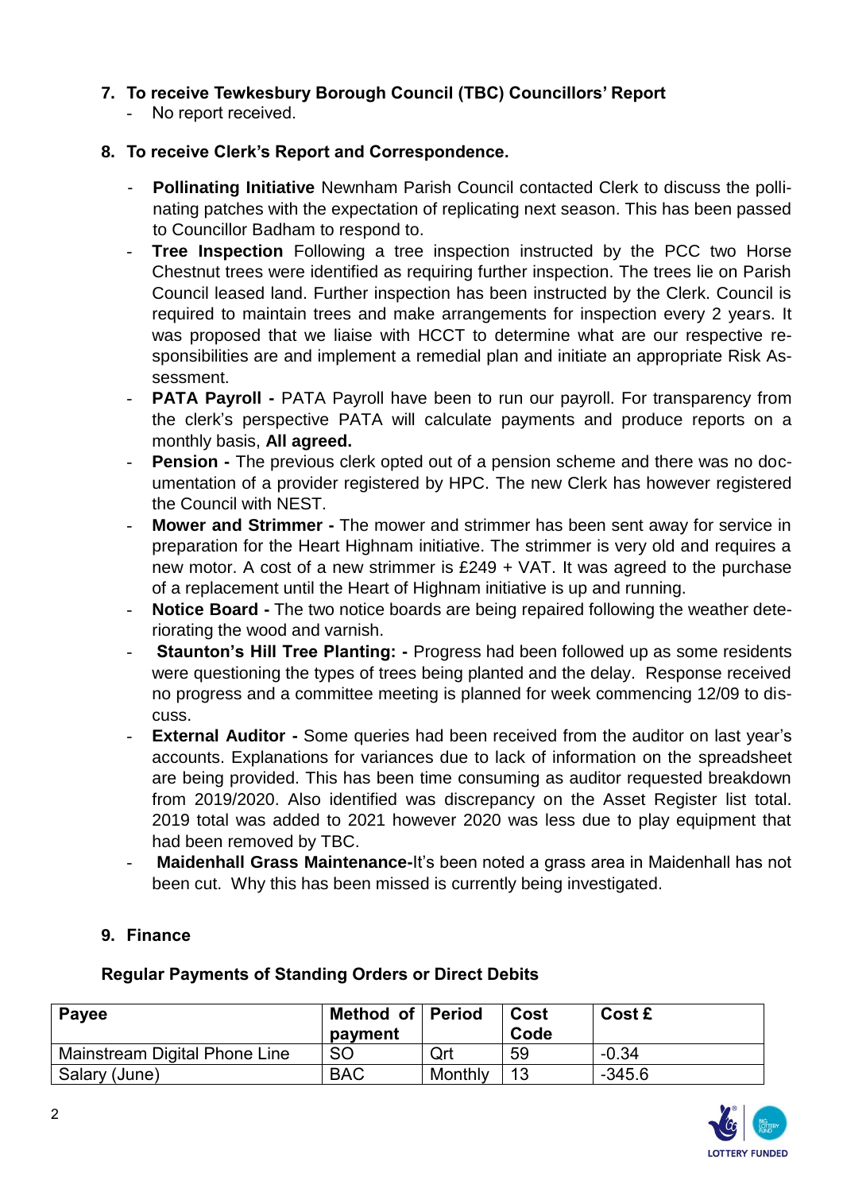7. **To receive Tewkesbury Borough Council (TBC) Councillors' Report**
    - No report received.

8. **To receive Clerk's Report and Correspondence.**
    - **Pollinating Initiative** Newnham Parish Council contacted Clerk to discuss the pollinating patches with the expectation of replicating next season. This has been passed to Councillor Badham to respond to.
    - **Tree Inspection** Following a tree inspection instructed by the PCC two Horse Chestnut trees were identified as requiring further inspection. The trees lie on Parish Council leased land. Further inspection has been instructed by the Clerk. Council is required to maintain trees and make arrangements for inspection every 2 years. It was proposed that we liaise with HCCT to determine what are our respective responsibilities are and implement a remedial plan and initiate an appropriate Risk Assessment.
    - **PATA Payroll -** PATA Payroll have been to run our payroll. For transparency from the clerk's perspective PATA will calculate payments and produce reports on a monthly basis, **All agreed.**
    - **Pension -** The previous clerk opted out of a pension scheme and there was no documentation of a provider registered by HPC. The new Clerk has however registered the Council with NEST.
    - **Mower and Strimmer -** The mower and strimmer has been sent away for service in preparation for the Heart Highnam initiative. The strimmer is very old and requires a new motor. A cost of a new strimmer is £249 + VAT. It was agreed to the purchase of a replacement until the Heart of Highnam initiative is up and running.
    - **Notice Board -** The two notice boards are being repaired following the weather deteriorating the wood and varnish.
    - **Staunton's Hill Tree Planting: -** Progress had been followed up as some residents were questioning the types of trees being planted and the delay. Response received no progress and a committee meeting is planned for week commencing 12/09 to discuss.
    - **External Auditor -** Some queries had been received from the auditor on last year's accounts. Explanations for variances due to lack of information on the spreadsheet are being provided. This has been time consuming as auditor requested breakdown from 2019/2020. Also identified was discrepancy on the Asset Register list total. 2019 total was added to 2021 however 2020 was less due to play equipment that had been removed by TBC.
    - **Maidenhall Grass Maintenance-**It's been noted a grass area in Maidenhall has not been cut. Why this has been missed is currently being investigated.

9. **Finance**

**Regular Payments of Standing Orders or Direct Debits**

| Payee | Method of payment | Period | Cost Code | Cost £ |
|---|---|---|---|---|
| Mainstream Digital Phone Line | SO | Qrt | 59 | -0.34 |
| Salary (June) | BAC | Monthly | 13 | -345.6 |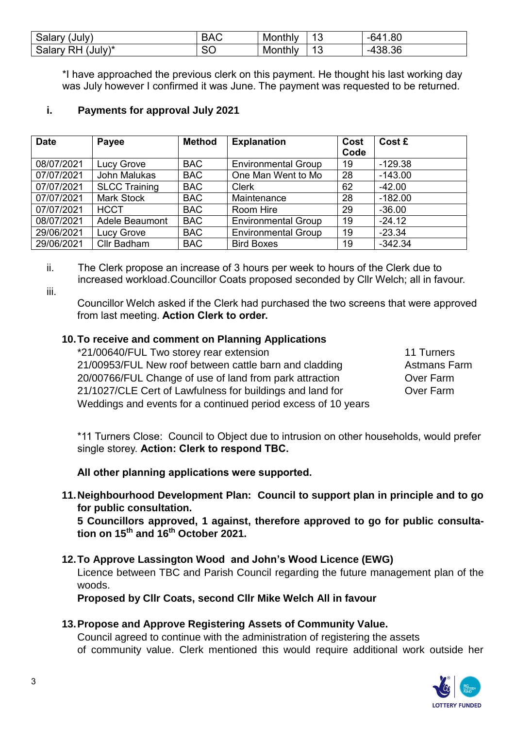| Salary (July) | BAC | Monthly | 13 | -641.80 |
|---|---|---|---|---|
| Salary RH (July)* | SO | Monthly | 13 | -438.36 |

*I have approached the previous clerk on this payment. He thought his last working day was July however I confirmed it was June. The payment was requested to be returned.

### i. Payments for approval July 2021

| Date | Payee | Method | Explanation | Cost Code | Cost £ |
|---|---|---|---|---|---|
| 08/07/2021 | Lucy Grove | BAC | Environmental Group | 19 | -129.38 |
| 07/07/2021 | John Malukas | BAC | One Man Went to Mo | 28 | -143.00 |
| 07/07/2021 | SLCC Training | BAC | Clerk | 62 | -42.00 |
| 07/07/2021 | Mark Stock | BAC | Maintenance | 28 | -182.00 |
| 07/07/2021 | HCCT | BAC | Room Hire | 29 | -36.00 |
| 08/07/2021 | Adele Beaumont | BAC | Environmental Group | 19 | -24.12 |
| 29/06/2021 | Lucy Grove | BAC | Environmental Group | 19 | -23.34 |
| 29/06/2021 | Cllr Badham | BAC | Bird Boxes | 19 | -342.34 |

ii. The Clerk propose an increase of 3 hours per week to hours of the Clerk due to increased workload.Councillor Coats proposed seconded by Cllr Welch; all in favour.

iii. Councillor Welch asked if the Clerk had purchased the two screens that were approved from last meeting. **Action Clerk to order.**

### 10. To receive and comment on Planning Applications

| | |
|---|---|
| *21/00640/FUL Two storey rear extension | 11 Turners |
| 21/00953/FUL New roof between cattle barn and cladding | Astmans Farm |
| 20/00766/FUL Change of use of land from park attraction | Over Farm |
| 21/1027/CLE Cert of Lawfulness for buildings and land for Weddings and events for a continued period excess of 10 years | Over Farm |

*11 Turners Close: Council to Object due to intrusion on other households, would prefer single storey. **Action: Clerk to respond TBC.**

**All other planning applications were supported.**

### 11. Neighbourhood Development Plan: Council to support plan in principle and to go for public consultation.

**5 Councillors approved, 1 against, therefore approved to go for public consultation on 15th and 16th October 2021.**

### 12. To Approve Lassington Wood and John's Wood Licence (EWG)

Licence between TBC and Parish Council regarding the future management plan of the woods.

**Proposed by Cllr Coats, second Cllr Mike Welch All in favour**

### 13. Propose and Approve Registering Assets of Community Value.

Council agreed to continue with the administration of registering the assets of community value. Clerk mentioned this would require additional work outside her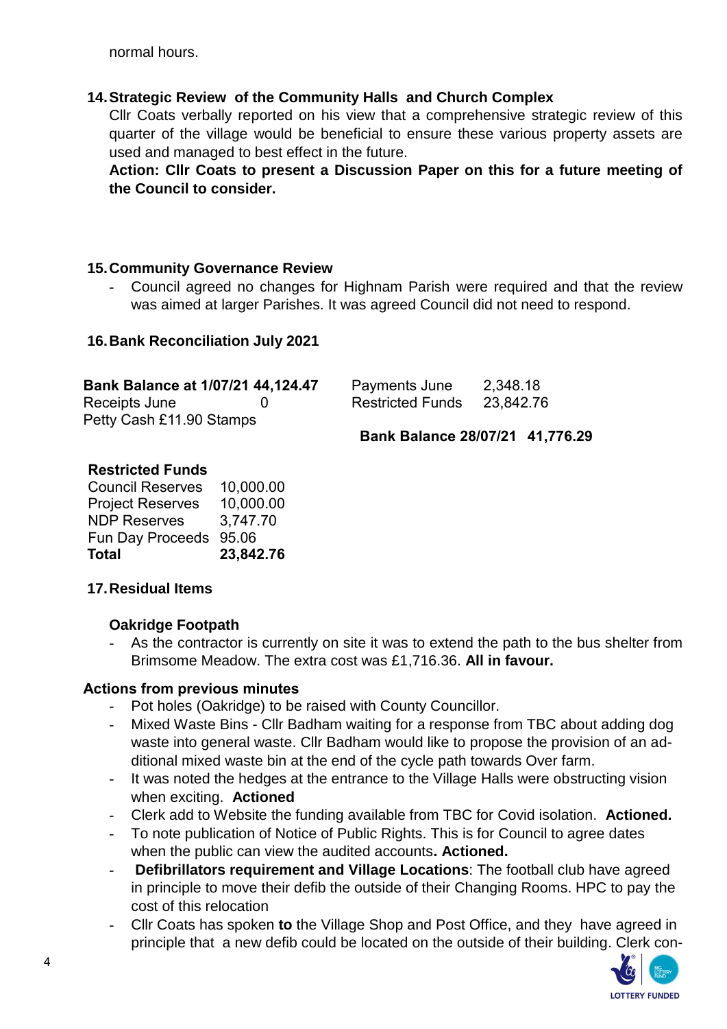normal hours.

## 14. Strategic Review of the Community Halls and Church Complex

Cllr Coats verbally reported on his view that a comprehensive strategic review of this quarter of the village would be beneficial to ensure these various property assets are used and managed to best effect in the future.

**Action: Cllr Coats to present a Discussion Paper on this for a future meeting of the Council to consider.**

## 15. Community Governance Review

- Council agreed no changes for Highnam Parish were required and that the review was aimed at larger Parishes. It was agreed Council did not need to respond.

## 16. Bank Reconciliation July 2021

| | | | |
|---|---|---|---|
| **Bank Balance at 1/07/21** | **44,124.47** | Payments June | 2,348.18 |
| Receipts June | 0 | Restricted Funds | 23,842.76 |
| Petty Cash £11.90 Stamps | | | |
| | | **Bank Balance 28/07/21** | **41,776.29** |

**Restricted Funds**

| | |
|---|---|
| Council Reserves | 10,000.00 |
| Project Reserves | 10,000.00 |
| NDP Reserves | 3,747.70 |
| Fun Day Proceeds | 95.06 |
| **Total** | **23,842.76** |

## 17. Residual Items

### Oakridge Footpath

- As the contractor is currently on site it was to extend the path to the bus shelter from Brimsome Meadow. The extra cost was £1,716.36. **All in favour.**

### Actions from previous minutes

- Pot holes (Oakridge) to be raised with County Councillor.
- Mixed Waste Bins - Cllr Badham waiting for a response from TBC about adding dog waste into general waste. Cllr Badham would like to propose the provision of an additional mixed waste bin at the end of the cycle path towards Over farm.
- It was noted the hedges at the entrance to the Village Halls were obstructing vision when exciting. **Actioned**
- Clerk add to Website the funding available from TBC for Covid isolation. **Actioned.**
- To note publication of Notice of Public Rights. This is for Council to agree dates when the public can view the audited accounts**. Actioned.**
- **Defibrillators requirement and Village Locations**: The football club have agreed in principle to move their defib the outside of their Changing Rooms. HPC to pay the cost of this relocation
- Cllr Coats has spoken **to** the Village Shop and Post Office, and they have agreed in principle that a new defib could be located on the outside of their building. Clerk con-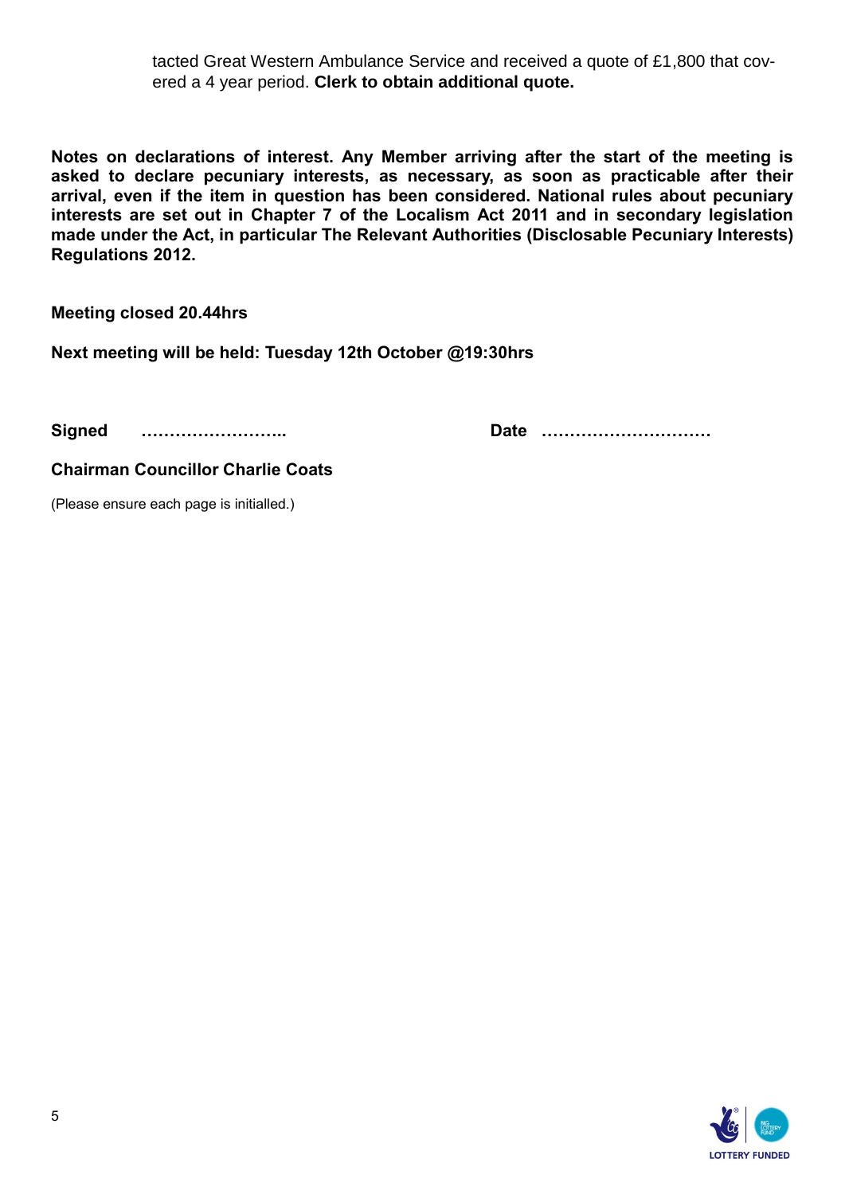tacted Great Western Ambulance Service and received a quote of £1,800 that covered a 4 year period. **Clerk to obtain additional quote.**

**Notes on declarations of interest. Any Member arriving after the start of the meeting is asked to declare pecuniary interests, as necessary, as soon as practicable after their arrival, even if the item in question has been considered. National rules about pecuniary interests are set out in Chapter 7 of the Localism Act 2011 and in secondary legislation made under the Act, in particular The Relevant Authorities (Disclosable Pecuniary Interests) Regulations 2012.**

**Meeting closed 20.44hrs**

**Next meeting will be held: Tuesday 12th October @19:30hrs**

**Signed ……………………..** **Date …………………………**

**Chairman Councillor Charlie Coats**

(Please ensure each page is initialled.)

LOTTERY FUNDED